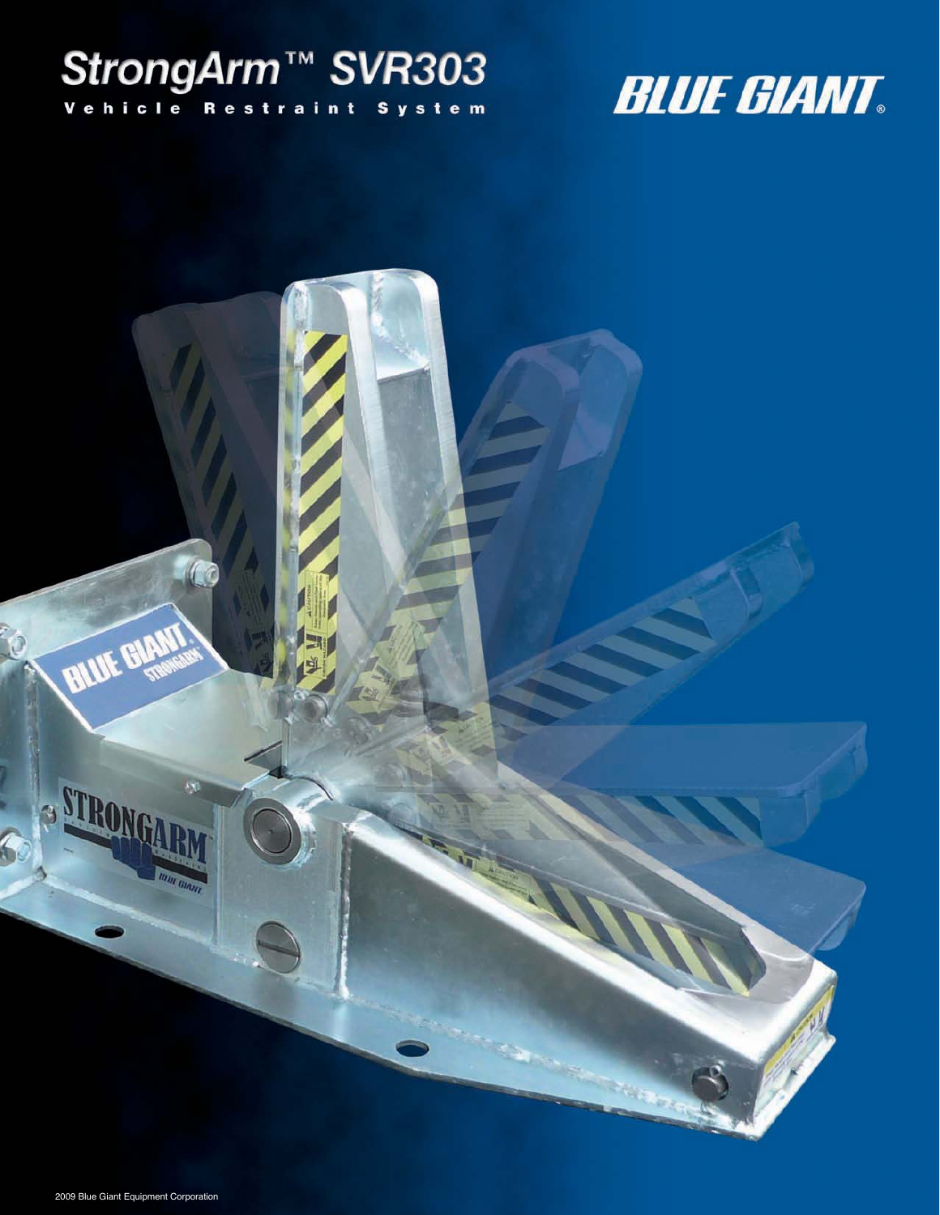# StrongArm™ SVR303

## Vehicle Restraint System

BLUE GIANT®

2009 Blue Giant Equipment Corporation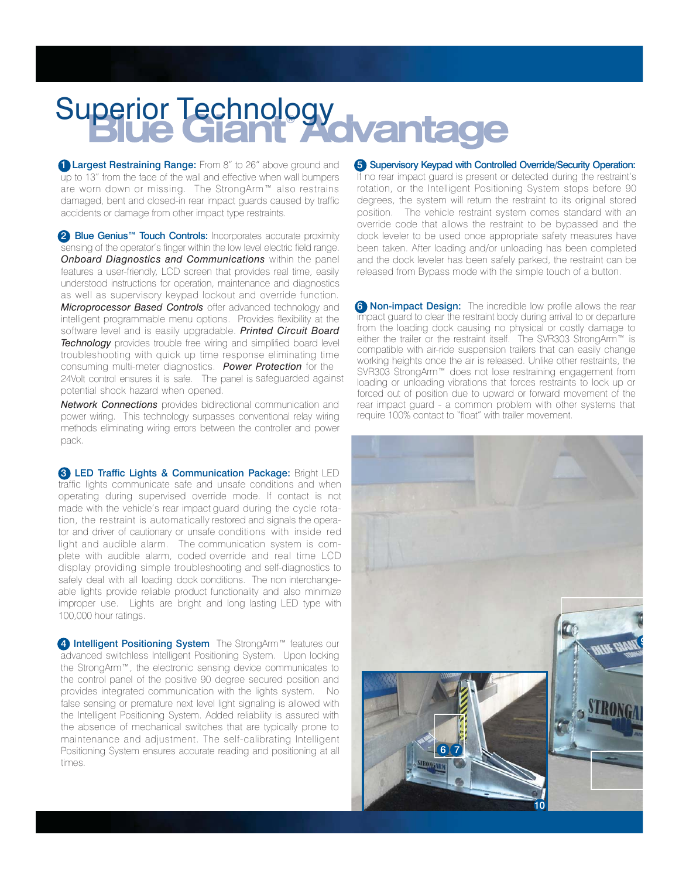# Superior Technology

# Blue Giant® Advantage

**1 Largest Restraining Range:** From 8" to 26" above ground and up to 13" from the face of the wall and effective when wall bumpers are worn down or missing. The StrongArm™ also restrains damaged, bent and closed-in rear impact guards caused by traffic accidents or damage from other impact type restraints.

**2 Blue Genius™ Touch Controls:** Incorporates accurate proximity sensing of the operator's finger within the low level electric field range. ***Onboard Diagnostics and Communications*** within the panel features a user-friendly, LCD screen that provides real time, easily understood instructions for operation, maintenance and diagnostics as well as supervisory keypad lockout and override function. ***Microprocessor Based Controls*** offer advanced technology and intelligent programmable menu options. Provides flexibility at the software level and is easily upgradable. ***Printed Circuit Board Technology*** provides trouble free wiring and simplified board level troubleshooting with quick up time response eliminating time consuming multi-meter diagnostics. ***Power Protection*** for the 24Volt control ensures it is safe. The panel is safeguarded against potential shock hazard when opened.

***Network Connections*** provides bidirectional communication and power wiring. This technology surpasses conventional relay wiring methods eliminating wiring errors between the controller and power pack.

**3 LED Traffic Lights & Communication Package:** Bright LED traffic lights communicate safe and unsafe conditions and when operating during supervised override mode. If contact is not made with the vehicle's rear impact guard during the cycle rotation, the restraint is automatically restored and signals the operator and driver of cautionary or unsafe conditions with inside red light and audible alarm. The communication system is complete with audible alarm, coded override and real time LCD display providing simple troubleshooting and self-diagnostics to safely deal with all loading dock conditions. The non interchangeable lights provide reliable product functionality and also minimize improper use. Lights are bright and long lasting LED type with 100,000 hour ratings.

**4 Intelligent Positioning System**. The StrongArm™ features our advanced switchless Intelligent Positioning System. Upon locking the StrongArm™, the electronic sensing device communicates to the control panel of the positive 90 degree secured position and provides integrated communication with the lights system. No false sensing or premature next level light signaling is allowed with the Intelligent Positioning System. Added reliability is assured with the absence of mechanical switches that are typically prone to maintenance and adjustment. The self-calibrating Intelligent Positioning System ensures accurate reading and positioning at all times.

**5 Supervisory Keypad with Controlled Override/Security Operation:** If no rear impact guard is present or detected during the restraint's rotation, or the Intelligent Positioning System stops before 90 degrees, the system will return the restraint to its original stored position. The vehicle restraint system comes standard with an override code that allows the restraint to be bypassed and the dock leveler to be used once appropriate safety measures have been taken. After loading and/or unloading has been completed and the dock leveler has been safely parked, the restraint can be released from Bypass mode with the simple touch of a button.

**6 Non-impact Design:** The incredible low profile allows the rear impact guard to clear the restraint body during arrival to or departure from the loading dock causing no physical or costly damage to either the trailer or the restraint itself. The SVR303 StrongArm™ is compatible with air-ride suspension trailers that can easily change working heights once the air is released. Unlike other restraints, the SVR303 StrongArm™ does not lose restraining engagement from loading or unloading vibrations that forces restraints to lock up or forced out of position due to upward or forward movement of the rear impact guard - a common problem with other systems that require 100% contact to "float" with trailer movement.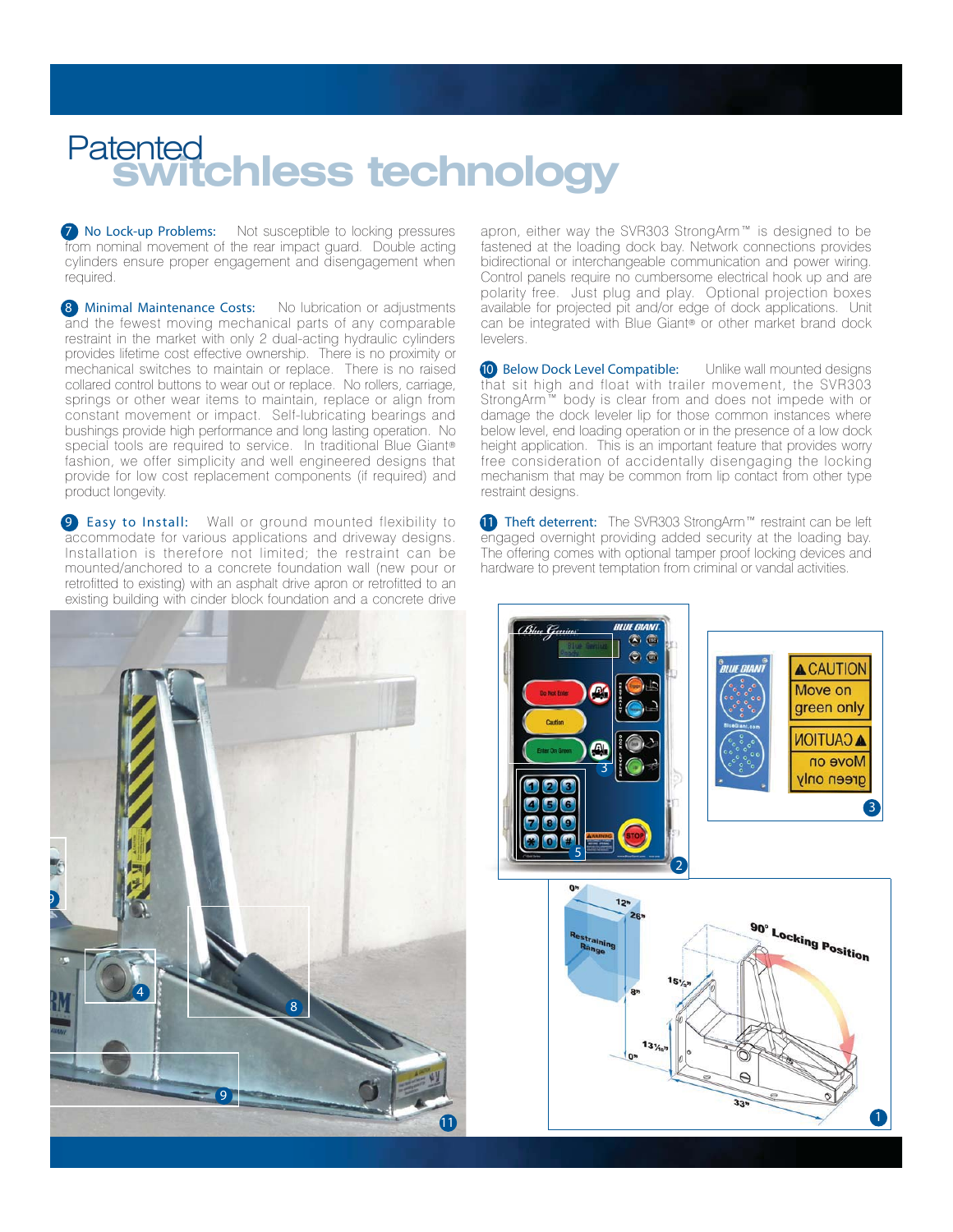# Patented switchless technology

**7 No Lock-up Problems:** Not susceptible to locking pressures from nominal movement of the rear impact guard. Double acting cylinders ensure proper engagement and disengagement when required.

**8 Minimal Maintenance Costs:** No lubrication or adjustments and the fewest moving mechanical parts of any comparable restraint in the market with only 2 dual-acting hydraulic cylinders provides lifetime cost effective ownership. There is no proximity or mechanical switches to maintain or replace. There is no raised collared control buttons to wear out or replace. No rollers, carriage, springs or other wear items to maintain, replace or align from constant movement or impact. Self-lubricating bearings and bushings provide high performance and long lasting operation. No special tools are required to service. In traditional Blue Giant® fashion, we offer simplicity and well engineered designs that provide for low cost replacement components (if required) and product longevity.

**9 Easy to Install:** Wall or ground mounted flexibility to accommodate for various applications and driveway designs. Installation is therefore not limited; the restraint can be mounted/anchored to a concrete foundation wall (new pour or retrofitted to existing) with an asphalt drive apron or retrofitted to an existing building with cinder block foundation and a concrete drive apron, either way the SVR303 StrongArm™ is designed to be fastened at the loading dock bay. Network connections provides bidirectional or interchangeable communication and power wiring. Control panels require no cumbersome electrical hook up and are polarity free. Just plug and play. Optional projection boxes available for projected pit and/or edge of dock applications. Unit can be integrated with Blue Giant® or other market brand dock levelers.

**10 Below Dock Level Compatible:** Unlike wall mounted designs that sit high and float with trailer movement, the SVR303 StrongArm™ body is clear from and does not impede with or damage the dock leveler lip for those common instances where below level, end loading operation or in the presence of a low dock height application. This is an important feature that provides worry free consideration of accidentally disengaging the locking mechanism that may be common from lip contact from other type restraint designs.

**11 Theft deterrent:** The SVR303 StrongArm™ restraint can be left engaged overnight providing added security at the loading bay. The offering comes with optional tamper proof locking devices and hardware to prevent temptation from criminal or vandal activities.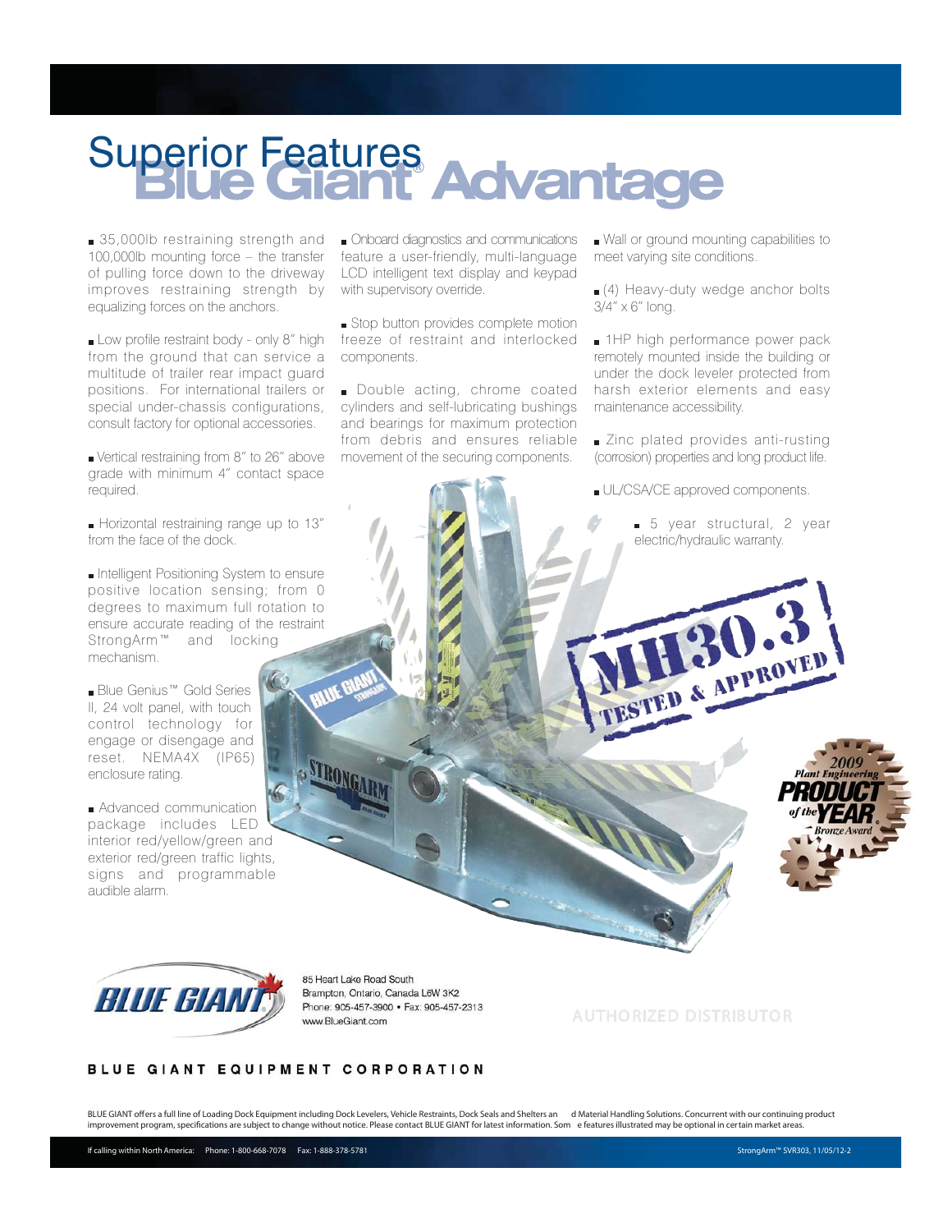# Superior Features

## Blue Giant® Advantage

- 35,000lb restraining strength and 100,000lb mounting force – the transfer of pulling force down to the driveway improves restraining strength by equalizing forces on the anchors.
- Low profile restraint body - only 8" high from the ground that can service a multitude of trailer rear impact guard positions. For international trailers or special under-chassis configurations, consult factory for optional accessories.
- Vertical restraining from 8" to 26" above grade with minimum 4" contact space required.
- Horizontal restraining range up to 13" from the face of the dock.
- Intelligent Positioning System to ensure positive location sensing; from 0 degrees to maximum full rotation to ensure accurate reading of the restraint StrongArm™ and locking mechanism.
- Blue Genius™ Gold Series II, 24 volt panel, with touch control technology for engage or disengage and reset. NEMA4X (IP65) enclosure rating.
- Advanced communication package includes LED interior red/yellow/green and exterior red/green traffic lights, signs and programmable audible alarm.
- Onboard diagnostics and communications feature a user-friendly, multi-language LCD intelligent text display and keypad with supervisory override.
- Stop button provides complete motion freeze of restraint and interlocked components.
- Double acting, chrome coated cylinders and self-lubricating bushings and bearings for maximum protection from debris and ensures reliable movement of the securing components.
- Wall or ground mounting capabilities to meet varying site conditions.
- (4) Heavy-duty wedge anchor bolts 3/4" x 6" long.
- 1HP high performance power pack remotely mounted inside the building or under the dock leveler protected from harsh exterior elements and easy maintenance accessibility.
- Zinc plated provides anti-rusting (corrosion) properties and long product life.
- UL/CSA/CE approved components.
- 5 year structural, 2 year electric/hydraulic warranty.

MH30.3 TESTED & APPROVED

2009 Plant Engineering PRODUCT of the YEAR Bronze Award

BLUE GIANT

85 Heart Lake Road South
Brampton, Ontario, Canada L6W 3K2
Phone: 905-457-3900 • Fax: 905-457-2313
www.BlueGiant.com

AUTHORIZED DISTRIBUTOR

**BLUE GIANT EQUIPMENT CORPORATION**

BLUE GIANT offers a full line of Loading Dock Equipment including Dock Levelers, Vehicle Restraints, Dock Seals and Shelters and Material Handling Solutions. Concurrent with our continuing product improvement program, specifications are subject to change without notice. Please contact BLUE GIANT for latest information. Some features illustrated may be optional in certain market areas.

If calling within North America: Phone: 1-800-668-7078 Fax: 1-888-378-5781

StrongArm™ SVR303, 11/05/12-2